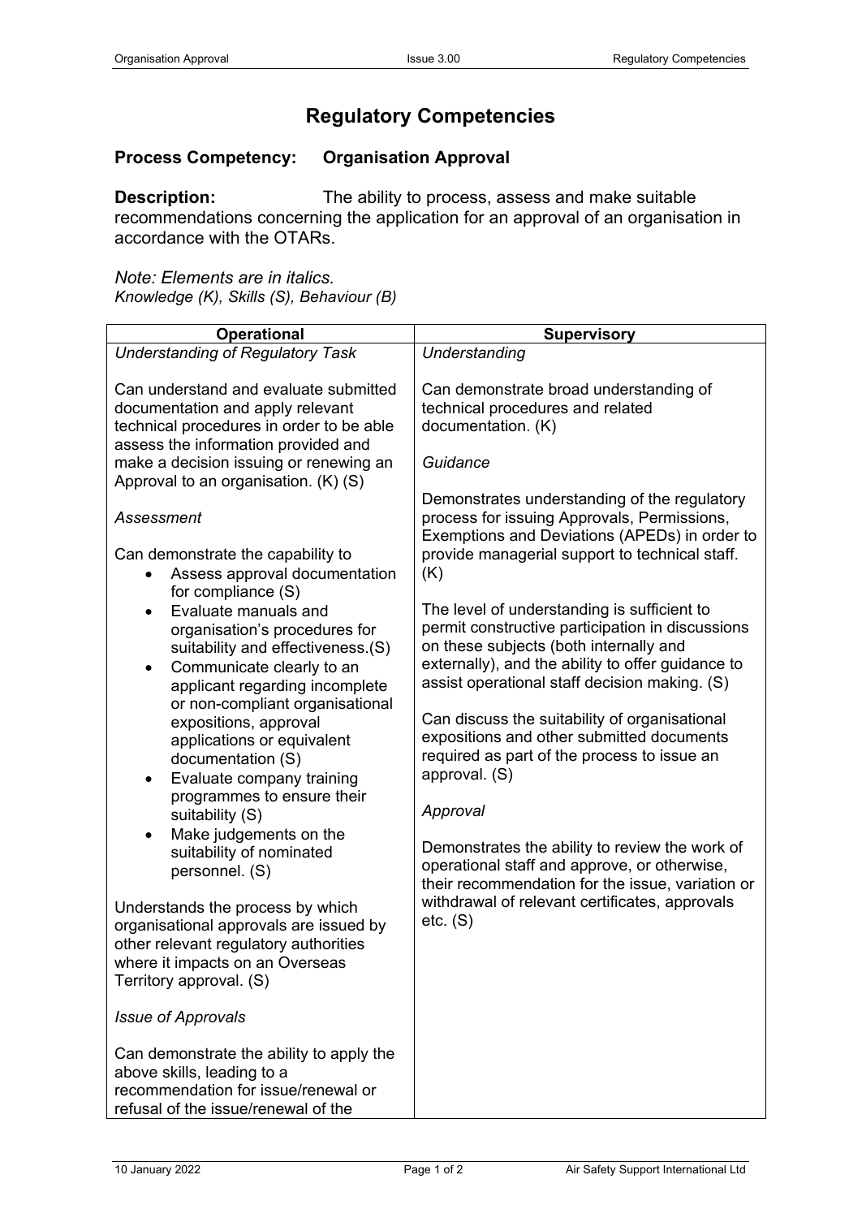# Regulatory Competencies

**Process Competency: Organisation Approval**

**Description:** The ability to process, assess and make suitable recommendations concerning the application for an approval of an organisation in accordance with the OTARs.

*Note: Elements are in italics.*
*Knowledge (K), Skills (S), Behaviour (B)*

| Operational | Supervisory |
|---|---|
| *Understanding of Regulatory Task*<br><br>Can understand and evaluate submitted documentation and apply relevant technical procedures in order to be able assess the information provided and make a decision issuing or renewing an Approval to an organisation. (K) (S)<br><br>*Assessment*<br><br>Can demonstrate the capability to<br>• Assess approval documentation for compliance (S)<br>• Evaluate manuals and organisation's procedures for suitability and effectiveness.(S)<br>• Communicate clearly to an applicant regarding incomplete or non-compliant organisational expositions, approval applications or equivalent documentation (S)<br>• Evaluate company training programmes to ensure their suitability (S)<br>• Make judgements on the suitability of nominated personnel. (S)<br><br>Understands the process by which organisational approvals are issued by other relevant regulatory authorities where it impacts on an Overseas Territory approval. (S)<br><br>*Issue of Approvals*<br><br>Can demonstrate the ability to apply the above skills, leading to a recommendation for issue/renewal or refusal of the issue/renewal of the | *Understanding*<br><br>Can demonstrate broad understanding of technical procedures and related documentation. (K)<br><br>*Guidance*<br><br>Demonstrates understanding of the regulatory process for issuing Approvals, Permissions, Exemptions and Deviations (APEDs) in order to provide managerial support to technical staff. (K)<br><br>The level of understanding is sufficient to permit constructive participation in discussions on these subjects (both internally and externally), and the ability to offer guidance to assist operational staff decision making. (S)<br><br>Can discuss the suitability of organisational expositions and other submitted documents required as part of the process to issue an approval. (S)<br><br>*Approval*<br><br>Demonstrates the ability to review the work of operational staff and approve, or otherwise, their recommendation for the issue, variation or withdrawal of relevant certificates, approvals etc. (S) |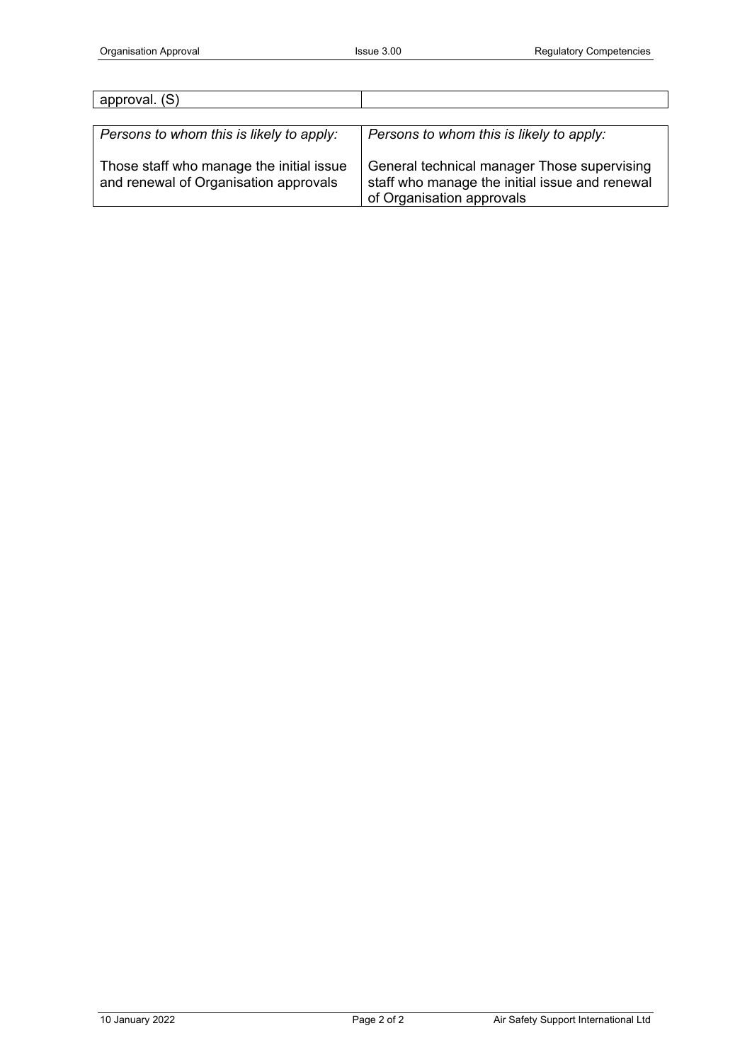| | |
|---|---|
| approval. (S) | |

| | |
|---|---|
| *Persons to whom this is likely to apply:*<br><br>Those staff who manage the initial issue and renewal of Organisation approvals | *Persons to whom this is likely to apply:*<br><br>General technical manager Those supervising staff who manage the initial issue and renewal of Organisation approvals |